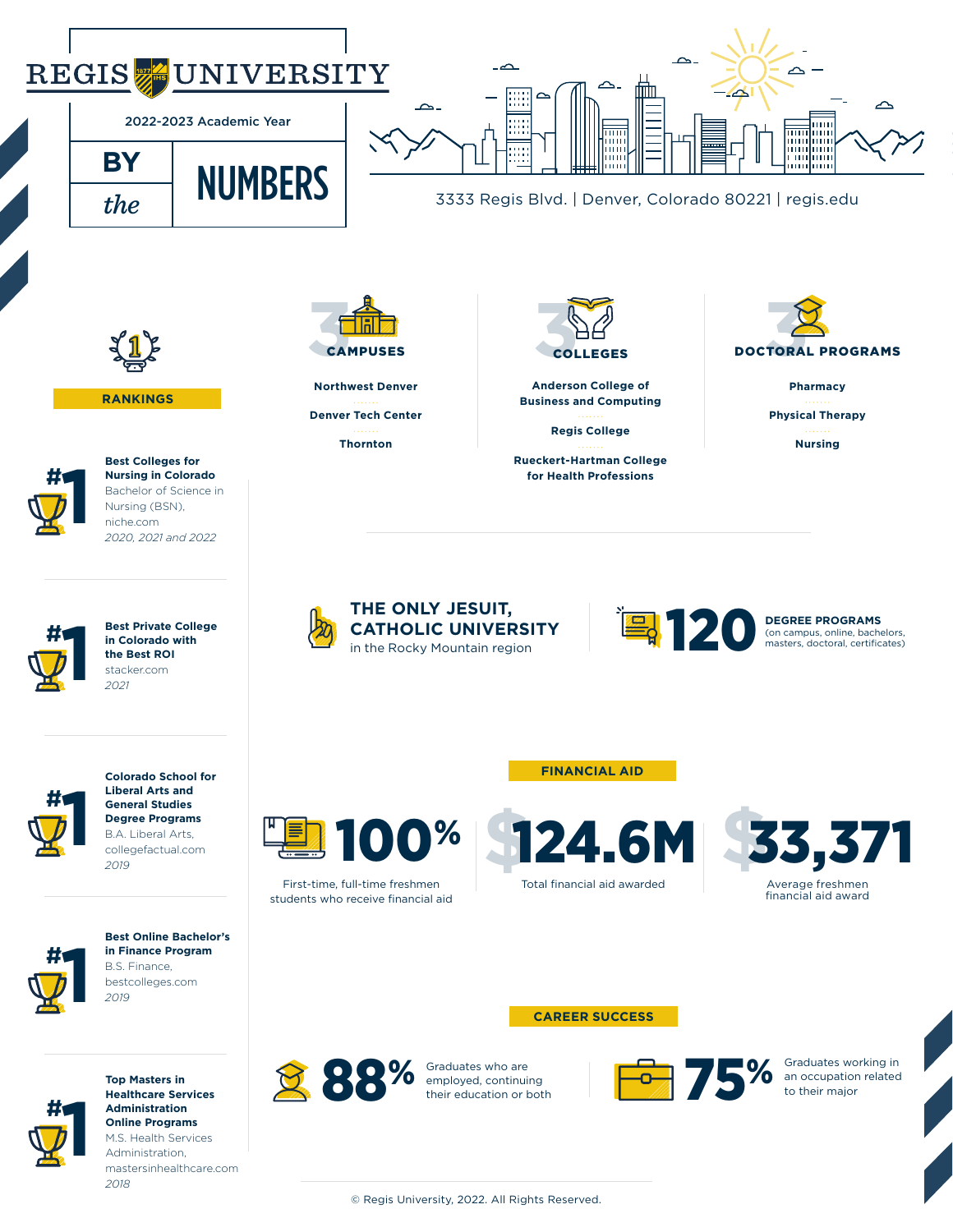# REGIS UNIVERSITY

2022-2023 Academic Year

## BY the NUMBERS

3333 Regis Blvd. | Denver, Colorado 80221 | regis.edu

## RANKINGS

**#1**

**Best Colleges for Nursing in Colorado**
Bachelor of Science in Nursing (BSN),
niche.com
*2020, 2021 and 2022*

**#1**

**Best Private College in Colorado with the Best ROI**
stacker.com
*2021*

**#1**

**Colorado School for Liberal Arts and General Studies Degree Programs**
B.A. Liberal Arts,
collegefactual.com
*2019*

**#1**

**Best Online Bachelor's in Finance Program**
B.S. Finance,
bestcolleges.com
*2019*

**#1**

**Top Masters in Healthcare Services Administration Online Programs**
M.S. Health Services Administration,
mastersinhealthcare.com
*2018*

## 3 CAMPUSES

- Northwest Denver
- Denver Tech Center
- Thornton

## 3 COLLEGES

- Anderson College of Business and Computing
- Regis College
- Rueckert-Hartman College for Health Professions

## 3 DOCTORAL PROGRAMS

- Pharmacy
- Physical Therapy
- Nursing

**THE ONLY JESUIT, CATHOLIC UNIVERSITY**
in the Rocky Mountain region

**120 DEGREE PROGRAMS**
(on campus, online, bachelors, masters, doctoral, certificates)

## FINANCIAL AID

**100%**
First-time, full-time freshmen students who receive financial aid

**$124.6M**
Total financial aid awarded

**$33,371**
Average freshmen financial aid award

## CAREER SUCCESS

**88%**
Graduates who are employed, continuing their education or both

**75%**
Graduates working in an occupation related to their major

© Regis University, 2022. All Rights Reserved.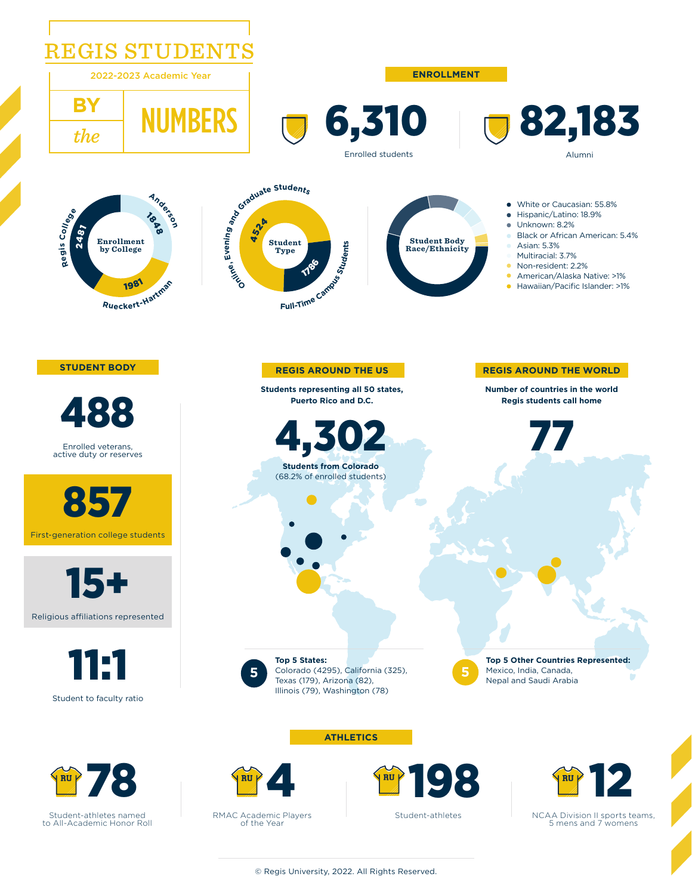# REGIS STUDENTS

2022-2023 Academic Year

BY *the* NUMBERS

## ENROLLMENT

**6,310**

Enrolled students

**82,183**

Alumni

Enrollment by College

Regis College 2481

Anderson 1848

Rueckert-Hartman 1981

Student Type

Online, Evening and Graduate Students 4524

Full-Time Campus Students 1786

Student Body Race/Ethnicity

- White or Caucasian: 55.8%
- Hispanic/Latino: 18.9%
- Unknown: 8.2%
- Black or African American: 5.4%
- Asian: 5.3%
- Multiracial: 3.7%
- Non-resident: 2.2%
- American/Alaska Native: >1%
- Hawaiian/Pacific Islander: >1%

## STUDENT BODY

**488**

Enrolled veterans, active duty or reserves

**857**

First-generation college students

**15+**

Religious affiliations represented

**11:1**

Student to faculty ratio

## REGIS AROUND THE US

**Students representing all 50 states, Puerto Rico and D.C.**

**4,302**

**Students from Colorado**

(68.2% of enrolled students)

5

**Top 5 States:**

Colorado (4295), California (325), Texas (179), Arizona (82), Illinois (79), Washington (78)

## REGIS AROUND THE WORLD

**Number of countries in the world Regis students call home**

**77**

5

**Top 5 Other Countries Represented:**

Mexico, India, Canada, Nepal and Saudi Arabia

## ATHLETICS

**78**

Student-athletes named to All-Academic Honor Roll

**4**

RMAC Academic Players of the Year

**198**

Student-athletes

**12**

NCAA Division II sports teams, 5 mens and 7 womens

© Regis University, 2022. All Rights Reserved.